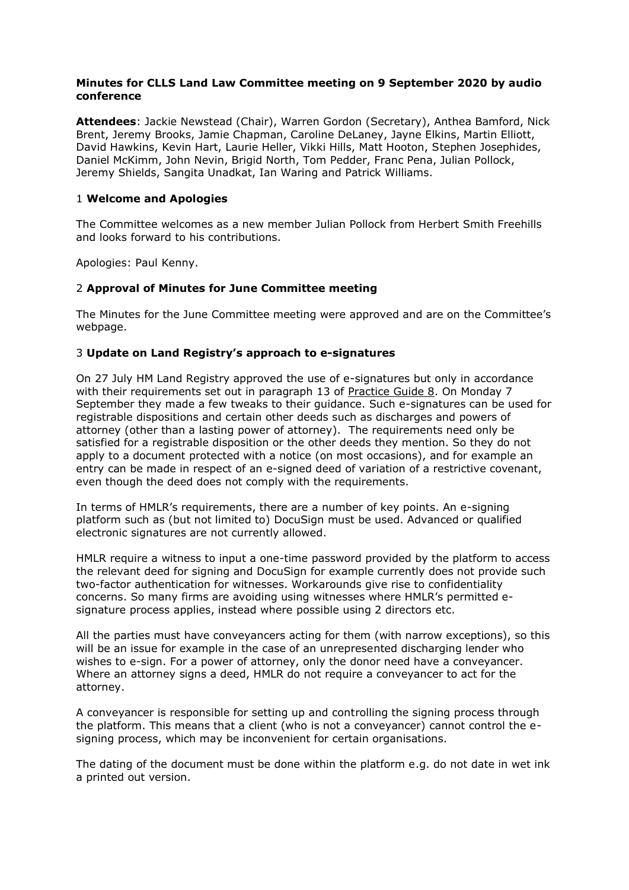**Minutes for CLLS Land Law Committee meeting on 9 September 2020 by audio conference**

**Attendees**: Jackie Newstead (Chair), Warren Gordon (Secretary), Anthea Bamford, Nick Brent, Jeremy Brooks, Jamie Chapman, Caroline DeLaney, Jayne Elkins, Martin Elliott, David Hawkins, Kevin Hart, Laurie Heller, Vikki Hills, Matt Hooton, Stephen Josephides, Daniel McKimm, John Nevin, Brigid North, Tom Pedder, Franc Pena, Julian Pollock, Jeremy Shields, Sangita Unadkat, Ian Waring and Patrick Williams.

## 1 **Welcome and Apologies**

The Committee welcomes as a new member Julian Pollock from Herbert Smith Freehills and looks forward to his contributions.

Apologies: Paul Kenny.

## 2 **Approval of Minutes for June Committee meeting**

The Minutes for the June Committee meeting were approved and are on the Committee's webpage.

## 3 **Update on Land Registry's approach to e-signatures**

On 27 July HM Land Registry approved the use of e-signatures but only in accordance with their requirements set out in paragraph 13 of Practice Guide 8. On Monday 7 September they made a few tweaks to their guidance. Such e-signatures can be used for registrable dispositions and certain other deeds such as discharges and powers of attorney (other than a lasting power of attorney). The requirements need only be satisfied for a registrable disposition or the other deeds they mention. So they do not apply to a document protected with a notice (on most occasions), and for example an entry can be made in respect of an e-signed deed of variation of a restrictive covenant, even though the deed does not comply with the requirements.

In terms of HMLR's requirements, there are a number of key points. An e-signing platform such as (but not limited to) DocuSign must be used. Advanced or qualified electronic signatures are not currently allowed.

HMLR require a witness to input a one-time password provided by the platform to access the relevant deed for signing and DocuSign for example currently does not provide such two-factor authentication for witnesses. Workarounds give rise to confidentiality concerns. So many firms are avoiding using witnesses where HMLR's permitted e-signature process applies, instead where possible using 2 directors etc.

All the parties must have conveyancers acting for them (with narrow exceptions), so this will be an issue for example in the case of an unrepresented discharging lender who wishes to e-sign. For a power of attorney, only the donor need have a conveyancer. Where an attorney signs a deed, HMLR do not require a conveyancer to act for the attorney.

A conveyancer is responsible for setting up and controlling the signing process through the platform. This means that a client (who is not a conveyancer) cannot control the e-signing process, which may be inconvenient for certain organisations.

The dating of the document must be done within the platform e.g. do not date in wet ink a printed out version.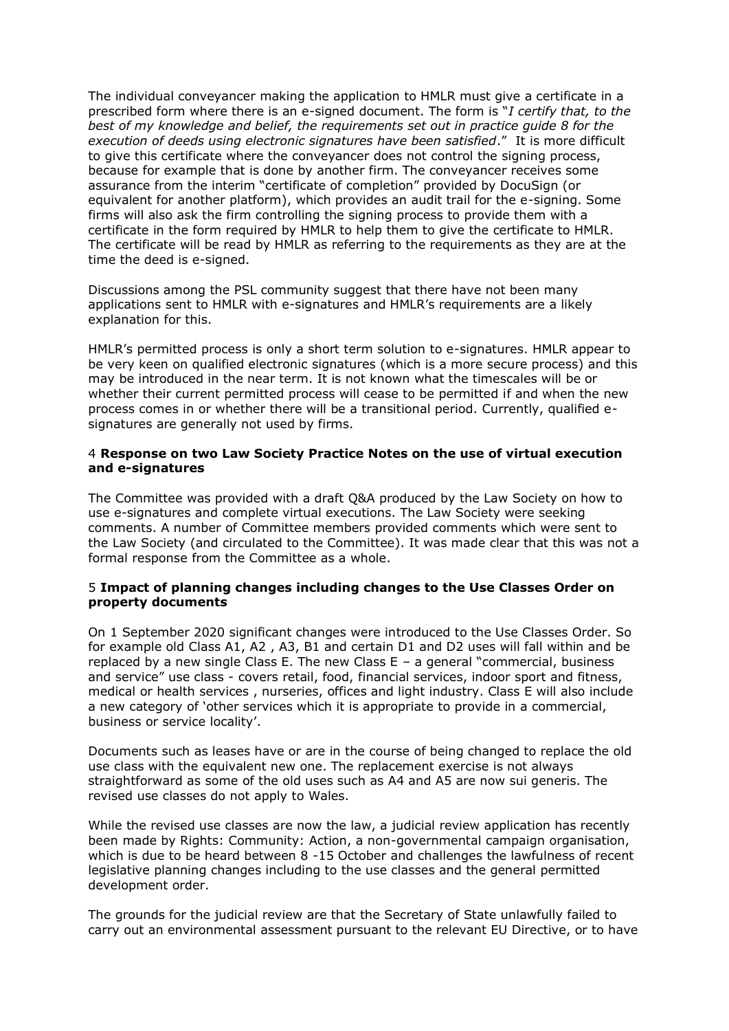The individual conveyancer making the application to HMLR must give a certificate in a prescribed form where there is an e-signed document. The form is "*I certify that, to the best of my knowledge and belief, the requirements set out in practice guide 8 for the execution of deeds using electronic signatures have been satisfied*." It is more difficult to give this certificate where the conveyancer does not control the signing process, because for example that is done by another firm. The conveyancer receives some assurance from the interim "certificate of completion" provided by DocuSign (or equivalent for another platform), which provides an audit trail for the e-signing. Some firms will also ask the firm controlling the signing process to provide them with a certificate in the form required by HMLR to help them to give the certificate to HMLR. The certificate will be read by HMLR as referring to the requirements as they are at the time the deed is e-signed.

Discussions among the PSL community suggest that there have not been many applications sent to HMLR with e-signatures and HMLR's requirements are a likely explanation for this.

HMLR's permitted process is only a short term solution to e-signatures. HMLR appear to be very keen on qualified electronic signatures (which is a more secure process) and this may be introduced in the near term. It is not known what the timescales will be or whether their current permitted process will cease to be permitted if and when the new process comes in or whether there will be a transitional period. Currently, qualified e-signatures are generally not used by firms.

### 4 **Response on two Law Society Practice Notes on the use of virtual execution and e-signatures**

The Committee was provided with a draft Q&A produced by the Law Society on how to use e-signatures and complete virtual executions. The Law Society were seeking comments. A number of Committee members provided comments which were sent to the Law Society (and circulated to the Committee). It was made clear that this was not a formal response from the Committee as a whole.

### 5 **Impact of planning changes including changes to the Use Classes Order on property documents**

On 1 September 2020 significant changes were introduced to the Use Classes Order. So for example old Class A1, A2 , A3, B1 and certain D1 and D2 uses will fall within and be replaced by a new single Class E. The new Class E – a general "commercial, business and service" use class - covers retail, food, financial services, indoor sport and fitness, medical or health services , nurseries, offices and light industry. Class E will also include a new category of 'other services which it is appropriate to provide in a commercial, business or service locality'.

Documents such as leases have or are in the course of being changed to replace the old use class with the equivalent new one. The replacement exercise is not always straightforward as some of the old uses such as A4 and A5 are now sui generis. The revised use classes do not apply to Wales.

While the revised use classes are now the law, a judicial review application has recently been made by Rights: Community: Action, a non-governmental campaign organisation, which is due to be heard between 8 -15 October and challenges the lawfulness of recent legislative planning changes including to the use classes and the general permitted development order.

The grounds for the judicial review are that the Secretary of State unlawfully failed to carry out an environmental assessment pursuant to the relevant EU Directive, or to have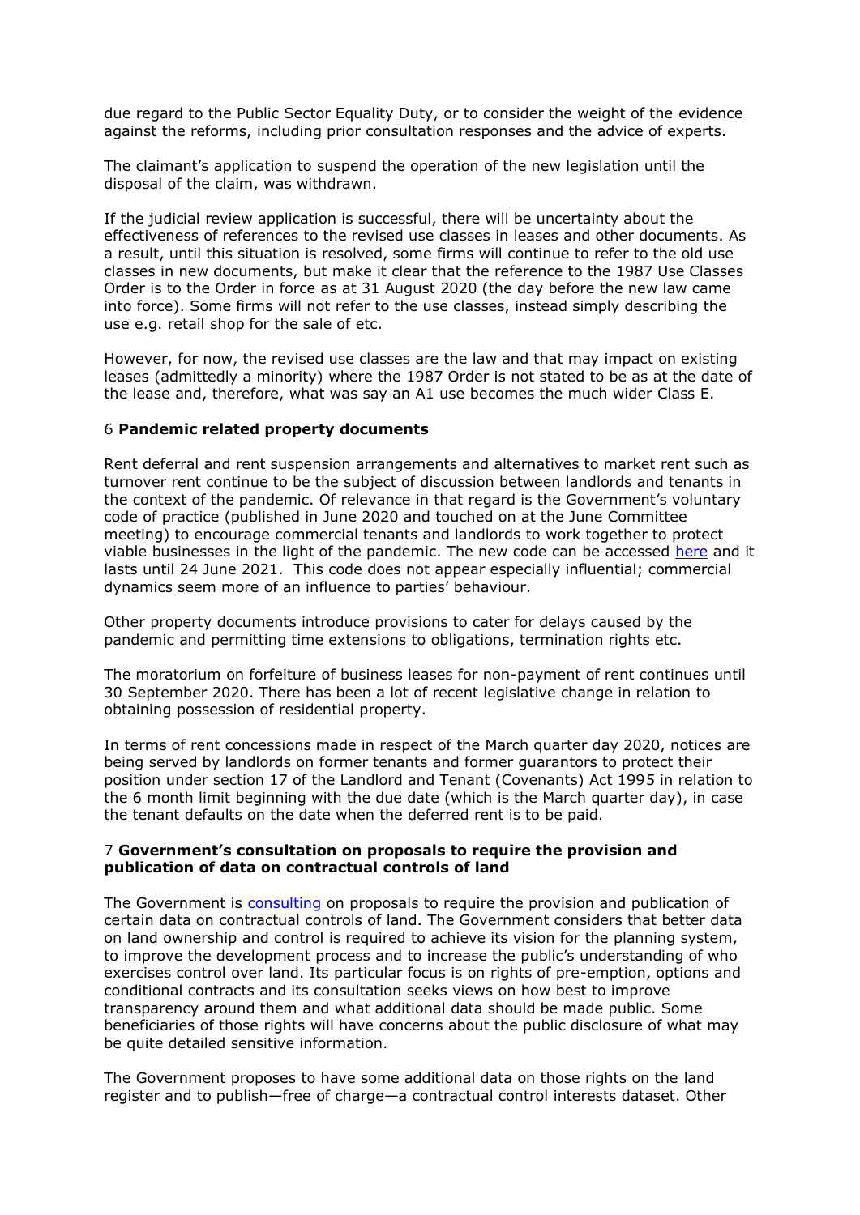due regard to the Public Sector Equality Duty, or to consider the weight of the evidence against the reforms, including prior consultation responses and the advice of experts.

The claimant's application to suspend the operation of the new legislation until the disposal of the claim, was withdrawn.

If the judicial review application is successful, there will be uncertainty about the effectiveness of references to the revised use classes in leases and other documents. As a result, until this situation is resolved, some firms will continue to refer to the old use classes in new documents, but make it clear that the reference to the 1987 Use Classes Order is to the Order in force as at 31 August 2020 (the day before the new law came into force). Some firms will not refer to the use classes, instead simply describing the use e.g. retail shop for the sale of etc.

However, for now, the revised use classes are the law and that may impact on existing leases (admittedly a minority) where the 1987 Order is not stated to be as at the date of the lease and, therefore, what was say an A1 use becomes the much wider Class E.

## 6 **Pandemic related property documents**

Rent deferral and rent suspension arrangements and alternatives to market rent such as turnover rent continue to be the subject of discussion between landlords and tenants in the context of the pandemic. Of relevance in that regard is the Government's voluntary code of practice (published in June 2020 and touched on at the June Committee meeting) to encourage commercial tenants and landlords to work together to protect viable businesses in the light of the pandemic. The new code can be accessed here and it lasts until 24 June 2021. This code does not appear especially influential; commercial dynamics seem more of an influence to parties' behaviour.

Other property documents introduce provisions to cater for delays caused by the pandemic and permitting time extensions to obligations, termination rights etc.

The moratorium on forfeiture of business leases for non-payment of rent continues until 30 September 2020. There has been a lot of recent legislative change in relation to obtaining possession of residential property.

In terms of rent concessions made in respect of the March quarter day 2020, notices are being served by landlords on former tenants and former guarantors to protect their position under section 17 of the Landlord and Tenant (Covenants) Act 1995 in relation to the 6 month limit beginning with the due date (which is the March quarter day), in case the tenant defaults on the date when the deferred rent is to be paid.

## 7 **Government's consultation on proposals to require the provision and publication of data on contractual controls of land**

The Government is consulting on proposals to require the provision and publication of certain data on contractual controls of land. The Government considers that better data on land ownership and control is required to achieve its vision for the planning system, to improve the development process and to increase the public's understanding of who exercises control over land. Its particular focus is on rights of pre-emption, options and conditional contracts and its consultation seeks views on how best to improve transparency around them and what additional data should be made public. Some beneficiaries of those rights will have concerns about the public disclosure of what may be quite detailed sensitive information.

The Government proposes to have some additional data on those rights on the land register and to publish—free of charge—a contractual control interests dataset. Other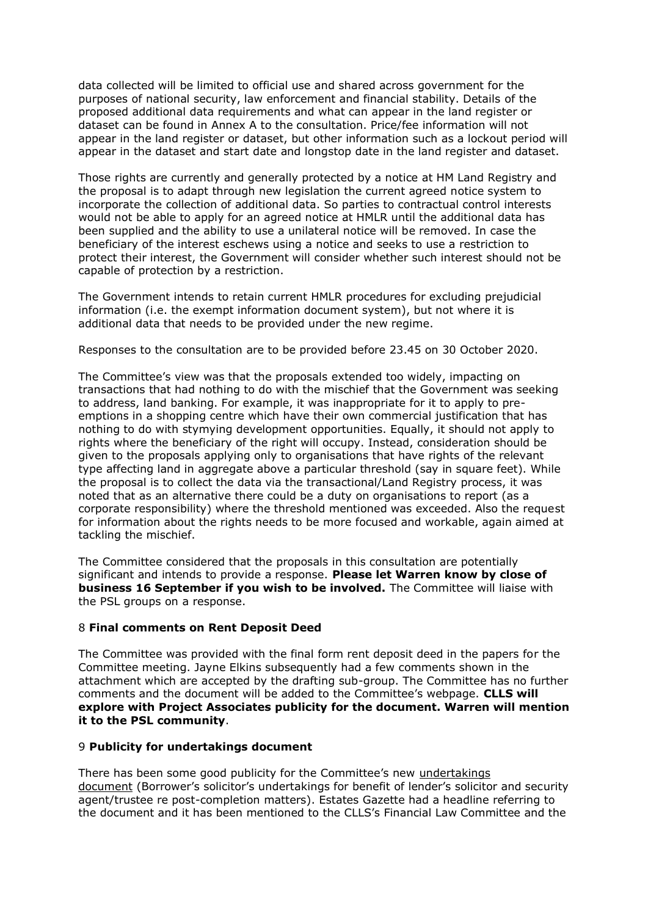data collected will be limited to official use and shared across government for the purposes of national security, law enforcement and financial stability. Details of the proposed additional data requirements and what can appear in the land register or dataset can be found in Annex A to the consultation. Price/fee information will not appear in the land register or dataset, but other information such as a lockout period will appear in the dataset and start date and longstop date in the land register and dataset.

Those rights are currently and generally protected by a notice at HM Land Registry and the proposal is to adapt through new legislation the current agreed notice system to incorporate the collection of additional data. So parties to contractual control interests would not be able to apply for an agreed notice at HMLR until the additional data has been supplied and the ability to use a unilateral notice will be removed. In case the beneficiary of the interest eschews using a notice and seeks to use a restriction to protect their interest, the Government will consider whether such interest should not be capable of protection by a restriction.

The Government intends to retain current HMLR procedures for excluding prejudicial information (i.e. the exempt information document system), but not where it is additional data that needs to be provided under the new regime.

Responses to the consultation are to be provided before 23.45 on 30 October 2020.

The Committee's view was that the proposals extended too widely, impacting on transactions that had nothing to do with the mischief that the Government was seeking to address, land banking. For example, it was inappropriate for it to apply to pre-emptions in a shopping centre which have their own commercial justification that has nothing to do with stymying development opportunities. Equally, it should not apply to rights where the beneficiary of the right will occupy. Instead, consideration should be given to the proposals applying only to organisations that have rights of the relevant type affecting land in aggregate above a particular threshold (say in square feet). While the proposal is to collect the data via the transactional/Land Registry process, it was noted that as an alternative there could be a duty on organisations to report (as a corporate responsibility) where the threshold mentioned was exceeded. Also the request for information about the rights needs to be more focused and workable, again aimed at tackling the mischief.

The Committee considered that the proposals in this consultation are potentially significant and intends to provide a response. **Please let Warren know by close of business 16 September if you wish to be involved.** The Committee will liaise with the PSL groups on a response.

8 **Final comments on Rent Deposit Deed**

The Committee was provided with the final form rent deposit deed in the papers for the Committee meeting. Jayne Elkins subsequently had a few comments shown in the attachment which are accepted by the drafting sub-group. The Committee has no further comments and the document will be added to the Committee's webpage. **CLLS will explore with Project Associates publicity for the document. Warren will mention it to the PSL community**.

9 **Publicity for undertakings document**

There has been some good publicity for the Committee's new undertakings document (Borrower's solicitor's undertakings for benefit of lender's solicitor and security agent/trustee re post-completion matters). Estates Gazette had a headline referring to the document and it has been mentioned to the CLLS's Financial Law Committee and the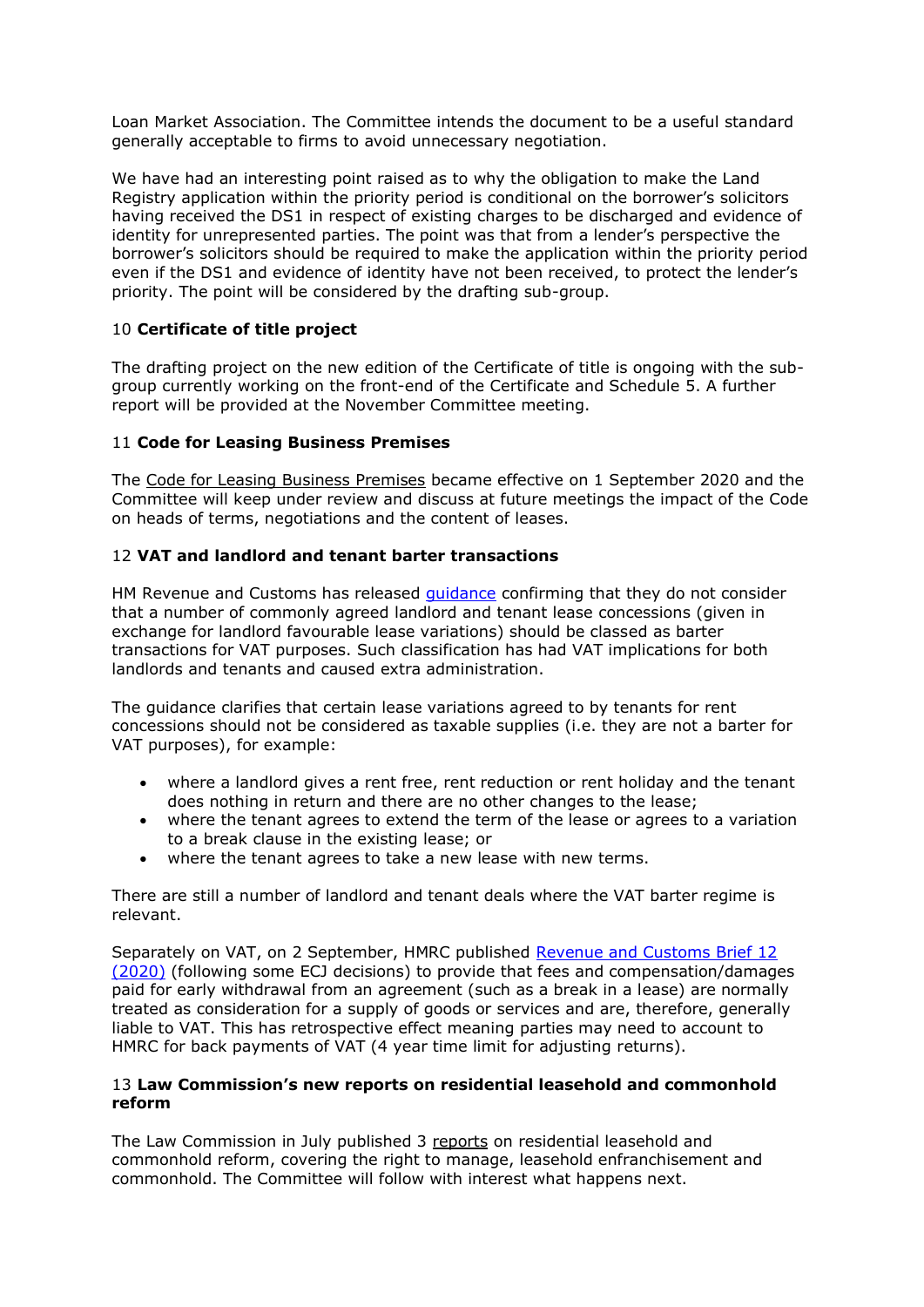Loan Market Association. The Committee intends the document to be a useful standard generally acceptable to firms to avoid unnecessary negotiation.

We have had an interesting point raised as to why the obligation to make the Land Registry application within the priority period is conditional on the borrower's solicitors having received the DS1 in respect of existing charges to be discharged and evidence of identity for unrepresented parties. The point was that from a lender's perspective the borrower's solicitors should be required to make the application within the priority period even if the DS1 and evidence of identity have not been received, to protect the lender's priority. The point will be considered by the drafting sub-group.

10 **Certificate of title project**

The drafting project on the new edition of the Certificate of title is ongoing with the sub-group currently working on the front-end of the Certificate and Schedule 5. A further report will be provided at the November Committee meeting.

11 **Code for Leasing Business Premises**

The Code for Leasing Business Premises became effective on 1 September 2020 and the Committee will keep under review and discuss at future meetings the impact of the Code on heads of terms, negotiations and the content of leases.

12 **VAT and landlord and tenant barter transactions**

HM Revenue and Customs has released guidance confirming that they do not consider that a number of commonly agreed landlord and tenant lease concessions (given in exchange for landlord favourable lease variations) should be classed as barter transactions for VAT purposes. Such classification has had VAT implications for both landlords and tenants and caused extra administration.

The guidance clarifies that certain lease variations agreed to by tenants for rent concessions should not be considered as taxable supplies (i.e. they are not a barter for VAT purposes), for example:

- where a landlord gives a rent free, rent reduction or rent holiday and the tenant does nothing in return and there are no other changes to the lease;
- where the tenant agrees to extend the term of the lease or agrees to a variation to a break clause in the existing lease; or
- where the tenant agrees to take a new lease with new terms.

There are still a number of landlord and tenant deals where the VAT barter regime is relevant.

Separately on VAT, on 2 September, HMRC published Revenue and Customs Brief 12 (2020) (following some ECJ decisions) to provide that fees and compensation/damages paid for early withdrawal from an agreement (such as a break in a lease) are normally treated as consideration for a supply of goods or services and are, therefore, generally liable to VAT. This has retrospective effect meaning parties may need to account to HMRC for back payments of VAT (4 year time limit for adjusting returns).

13 **Law Commission's new reports on residential leasehold and commonhold reform**

The Law Commission in July published 3 reports on residential leasehold and commonhold reform, covering the right to manage, leasehold enfranchisement and commonhold. The Committee will follow with interest what happens next.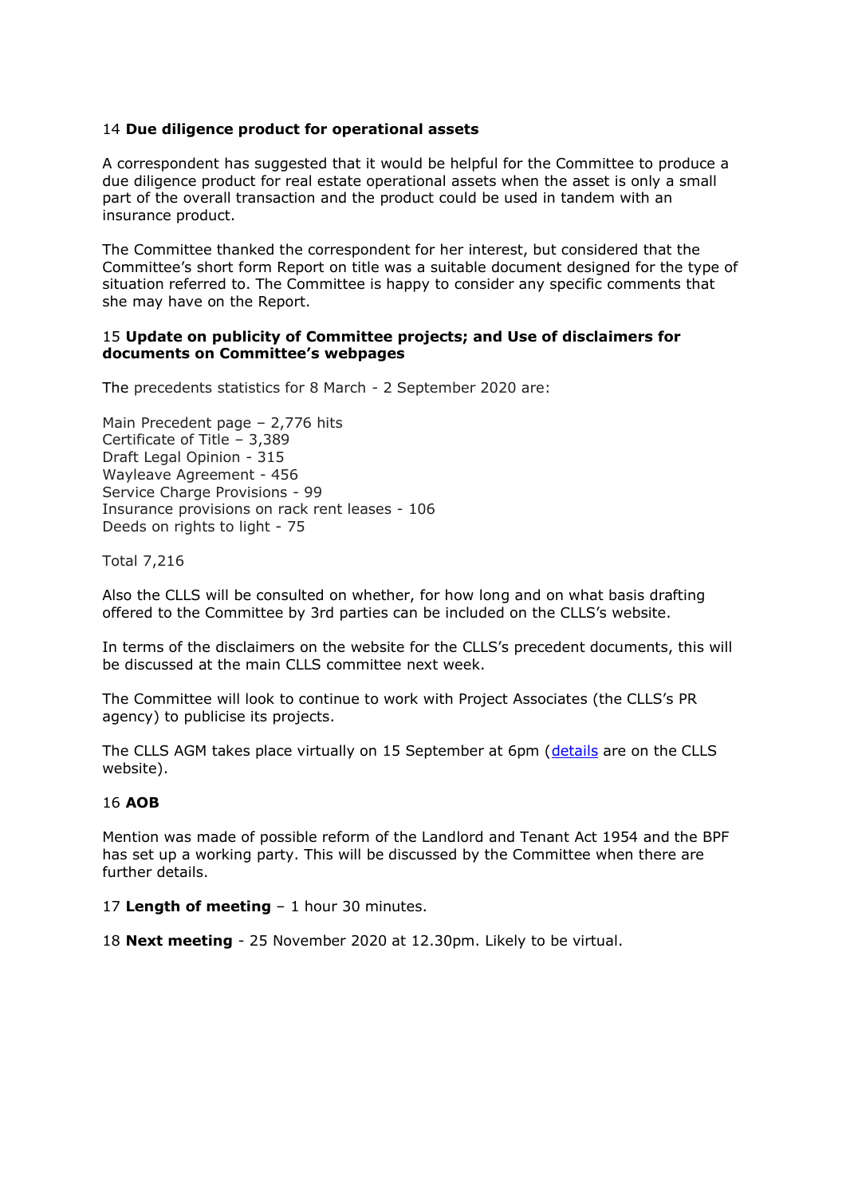14 **Due diligence product for operational assets**

A correspondent has suggested that it would be helpful for the Committee to produce a due diligence product for real estate operational assets when the asset is only a small part of the overall transaction and the product could be used in tandem with an insurance product.

The Committee thanked the correspondent for her interest, but considered that the Committee's short form Report on title was a suitable document designed for the type of situation referred to. The Committee is happy to consider any specific comments that she may have on the Report.

15 **Update on publicity of Committee projects; and Use of disclaimers for documents on Committee's webpages**

The precedents statistics for 8 March - 2 September 2020 are:

Main Precedent page – 2,776 hits
Certificate of Title – 3,389
Draft Legal Opinion - 315
Wayleave Agreement - 456
Service Charge Provisions - 99
Insurance provisions on rack rent leases - 106
Deeds on rights to light - 75

Total 7,216

Also the CLLS will be consulted on whether, for how long and on what basis drafting offered to the Committee by 3rd parties can be included on the CLLS's website.

In terms of the disclaimers on the website for the CLLS's precedent documents, this will be discussed at the main CLLS committee next week.

The Committee will look to continue to work with Project Associates (the CLLS's PR agency) to publicise its projects.

The CLLS AGM takes place virtually on 15 September at 6pm (details are on the CLLS website).

16 **AOB**

Mention was made of possible reform of the Landlord and Tenant Act 1954 and the BPF has set up a working party. This will be discussed by the Committee when there are further details.

17 **Length of meeting** – 1 hour 30 minutes.

18 **Next meeting** - 25 November 2020 at 12.30pm. Likely to be virtual.